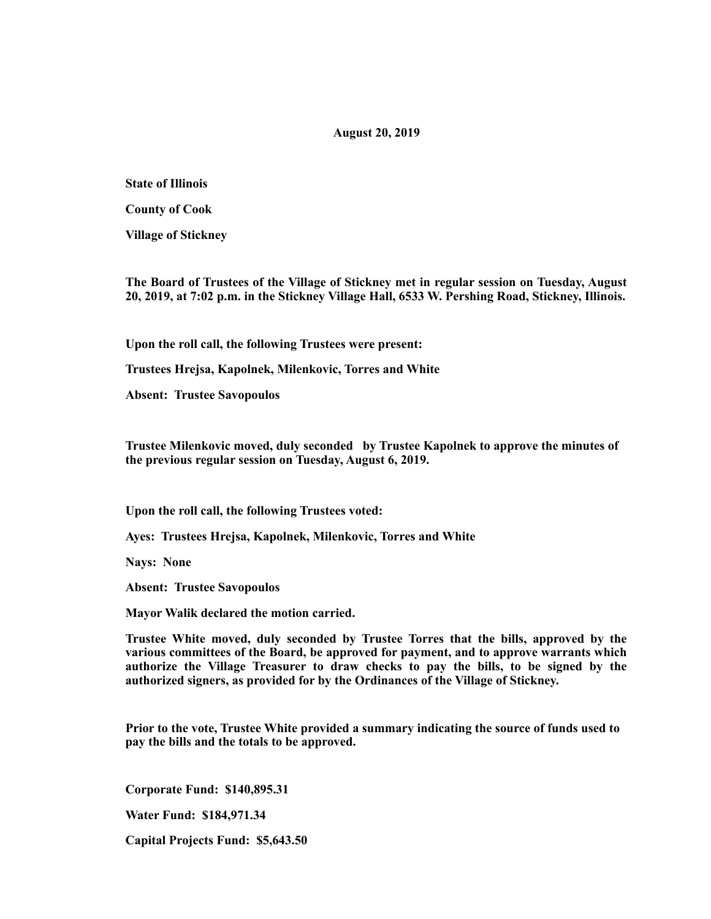**August 20, 2019**

**State of Illinois**

**County of Cook**

**Village of Stickney**

**The Board of Trustees of the Village of Stickney met in regular session on Tuesday, August 20, 2019, at 7:02 p.m. in the Stickney Village Hall, 6533 W. Pershing Road, Stickney, Illinois.**

**Upon the roll call, the following Trustees were present:**

**Trustees Hrejsa, Kapolnek, Milenkovic, Torres and White**

**Absent: Trustee Savopoulos**

**Trustee Milenkovic moved, duly seconded by Trustee Kapolnek to approve the minutes of the previous regular session on Tuesday, August 6, 2019.**

**Upon the roll call, the following Trustees voted:**

**Ayes: Trustees Hrejsa, Kapolnek, Milenkovic, Torres and White**

**Nays: None**

**Absent: Trustee Savopoulos**

**Mayor Walik declared the motion carried.**

**Trustee White moved, duly seconded by Trustee Torres that the bills, approved by the various committees of the Board, be approved for payment, and to approve warrants which authorize the Village Treasurer to draw checks to pay the bills, to be signed by the authorized signers, as provided for by the Ordinances of the Village of Stickney.**

**Prior to the vote, Trustee White provided a summary indicating the source of funds used to pay the bills and the totals to be approved.**

**Corporate Fund: $140,895.31**

**Water Fund: $184,971.34**

**Capital Projects Fund: $5,643.50**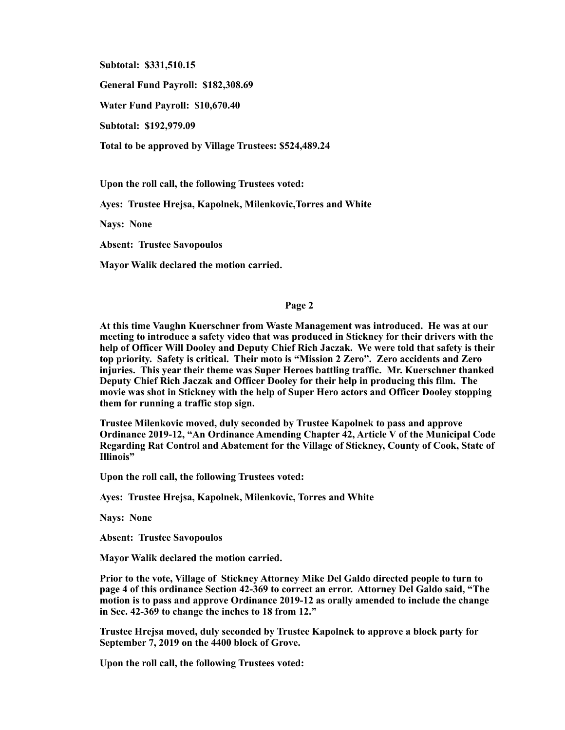**Subtotal: $331,510.15**

**General Fund Payroll: $182,308.69**

**Water Fund Payroll: $10,670.40**

**Subtotal: $192,979.09**

**Total to be approved by Village Trustees: $524,489.24**

**Upon the roll call, the following Trustees voted:**

**Ayes: Trustee Hrejsa, Kapolnek, Milenkovic,Torres and White**

**Nays: None**

**Absent: Trustee Savopoulos**

**Mayor Walik declared the motion carried.**

**At this time Vaughn Kuerschner from Waste Management was introduced. He was at our meeting to introduce a safety video that was produced in Stickney for their drivers with the help of Officer Will Dooley and Deputy Chief Rich Jaczak. We were told that safety is their top priority. Safety is critical. Their moto is "Mission 2 Zero". Zero accidents and Zero injuries. This year their theme was Super Heroes battling traffic. Mr. Kuerschner thanked Deputy Chief Rich Jaczak and Officer Dooley for their help in producing this film. The movie was shot in Stickney with the help of Super Hero actors and Officer Dooley stopping them for running a traffic stop sign.**

**Trustee Milenkovic moved, duly seconded by Trustee Kapolnek to pass and approve Ordinance 2019-12, "An Ordinance Amending Chapter 42, Article V of the Municipal Code Regarding Rat Control and Abatement for the Village of Stickney, County of Cook, State of Illinois"**

**Upon the roll call, the following Trustees voted:**

**Ayes: Trustee Hrejsa, Kapolnek, Milenkovic, Torres and White**

**Nays: None**

**Absent: Trustee Savopoulos**

**Mayor Walik declared the motion carried.**

**Prior to the vote, Village of Stickney Attorney Mike Del Galdo directed people to turn to page 4 of this ordinance Section 42-369 to correct an error. Attorney Del Galdo said, "The motion is to pass and approve Ordinance 2019-12 as orally amended to include the change in Sec. 42-369 to change the inches to 18 from 12."**

**Trustee Hrejsa moved, duly seconded by Trustee Kapolnek to approve a block party for September 7, 2019 on the 4400 block of Grove.**

**Upon the roll call, the following Trustees voted:**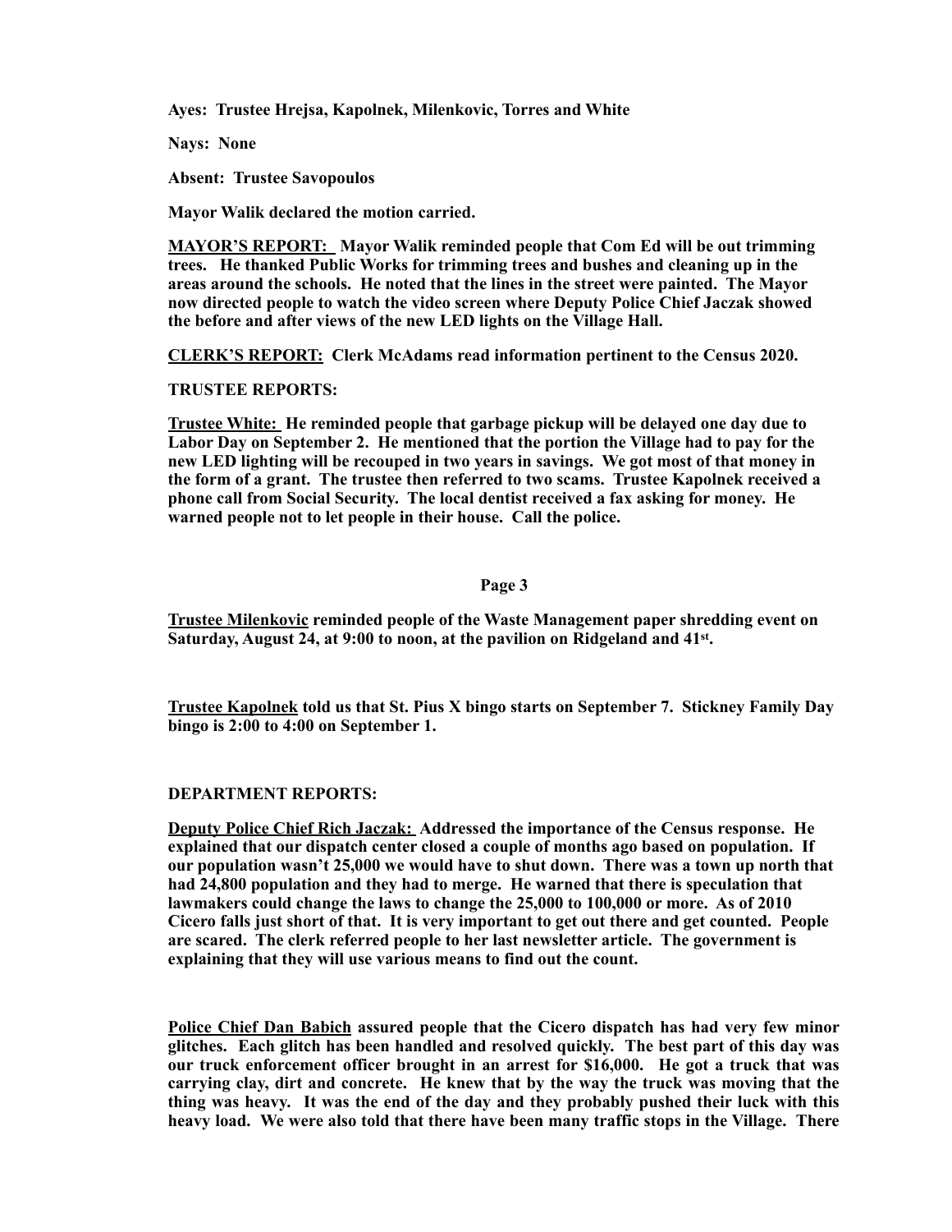**Ayes: Trustee Hrejsa, Kapolnek, Milenkovic, Torres and White**

**Nays: None**

**Absent: Trustee Savopoulos**

**Mayor Walik declared the motion carried.**

**MAYOR'S REPORT: Mayor Walik reminded people that Com Ed will be out trimming trees. He thanked Public Works for trimming trees and bushes and cleaning up in the areas around the schools. He noted that the lines in the street were painted. The Mayor now directed people to watch the video screen where Deputy Police Chief Jaczak showed the before and after views of the new LED lights on the Village Hall.**

**CLERK'S REPORT: Clerk McAdams read information pertinent to the Census 2020.**

**TRUSTEE REPORTS:**

**Trustee White: He reminded people that garbage pickup will be delayed one day due to Labor Day on September 2. He mentioned that the portion the Village had to pay for the new LED lighting will be recouped in two years in savings. We got most of that money in the form of a grant. The trustee then referred to two scams. Trustee Kapolnek received a phone call from Social Security. The local dentist received a fax asking for money. He warned people not to let people in their house. Call the police.**

**Page 3**

**Trustee Milenkovic reminded people of the Waste Management paper shredding event on Saturday, August 24, at 9:00 to noon, at the pavilion on Ridgeland and 41st.**

**Trustee Kapolnek told us that St. Pius X bingo starts on September 7. Stickney Family Day bingo is 2:00 to 4:00 on September 1.**

**DEPARTMENT REPORTS:**

**Deputy Police Chief Rich Jaczak: Addressed the importance of the Census response. He explained that our dispatch center closed a couple of months ago based on population. If our population wasn't 25,000 we would have to shut down. There was a town up north that had 24,800 population and they had to merge. He warned that there is speculation that lawmakers could change the laws to change the 25,000 to 100,000 or more. As of 2010 Cicero falls just short of that. It is very important to get out there and get counted. People are scared. The clerk referred people to her last newsletter article. The government is explaining that they will use various means to find out the count.**

**Police Chief Dan Babich assured people that the Cicero dispatch has had very few minor glitches. Each glitch has been handled and resolved quickly. The best part of this day was our truck enforcement officer brought in an arrest for $16,000. He got a truck that was carrying clay, dirt and concrete. He knew that by the way the truck was moving that the thing was heavy. It was the end of the day and they probably pushed their luck with this heavy load. We were also told that there have been many traffic stops in the Village. There**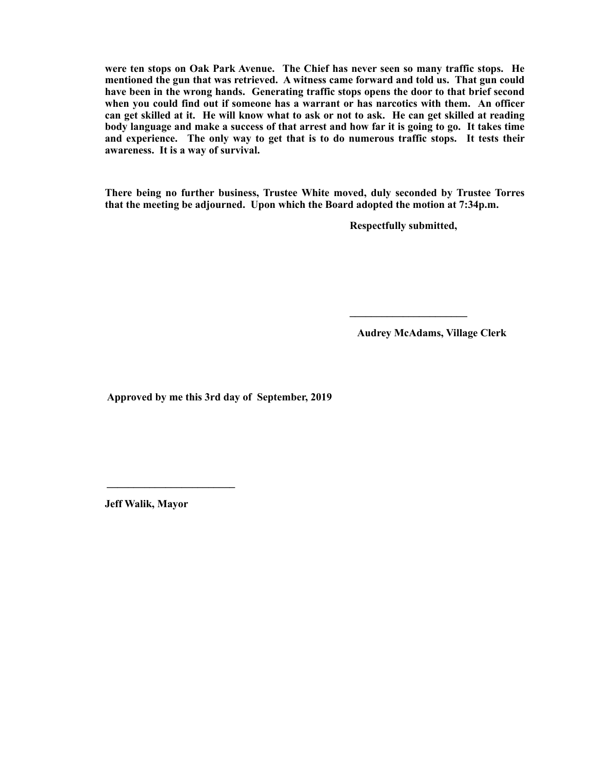**were ten stops on Oak Park Avenue. The Chief has never seen so many traffic stops. He mentioned the gun that was retrieved. A witness came forward and told us. That gun could have been in the wrong hands. Generating traffic stops opens the door to that brief second when you could find out if someone has a warrant or has narcotics with them. An officer can get skilled at it. He will know what to ask or not to ask. He can get skilled at reading body language and make a success of that arrest and how far it is going to go. It takes time and experience. The only way to get that is to do numerous traffic stops. It tests their awareness. It is a way of survival.**

**There being no further business, Trustee White moved, duly seconded by Trustee Torres that the meeting be adjourned. Upon which the Board adopted the motion at 7:34p.m.**

**Respectfully submitted,**

**______________________**

**Audrey McAdams, Village Clerk**

**Approved by me this 3rd day of September, 2019**

**________________________**

**Jeff Walik, Mayor**